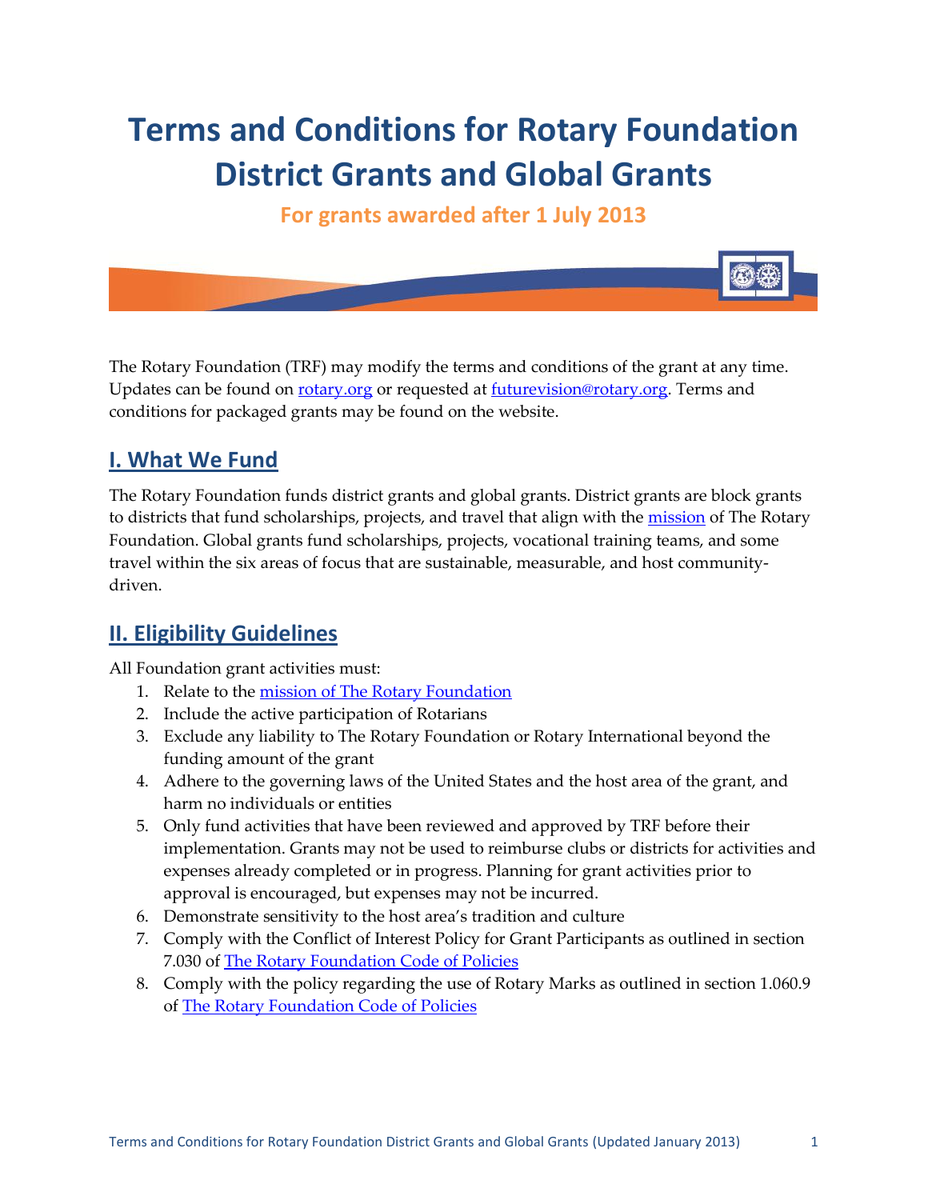# Terms and Conditions for Rotary Foundation District Grants and Global Grants

**For grants awarded after 1 July 2013**

The Rotary Foundation (TRF) may modify the terms and conditions of the grant at any time. Updates can be found on rotary.org or requested at futurevision@rotary.org. Terms and conditions for packaged grants may be found on the website.

## I. What We Fund

The Rotary Foundation funds district grants and global grants. District grants are block grants to districts that fund scholarships, projects, and travel that align with the mission of The Rotary Foundation. Global grants fund scholarships, projects, vocational training teams, and some travel within the six areas of focus that are sustainable, measurable, and host community-driven.

## II. Eligibility Guidelines

All Foundation grant activities must:

1. Relate to the mission of The Rotary Foundation
2. Include the active participation of Rotarians
3. Exclude any liability to The Rotary Foundation or Rotary International beyond the funding amount of the grant
4. Adhere to the governing laws of the United States and the host area of the grant, and harm no individuals or entities
5. Only fund activities that have been reviewed and approved by TRF before their implementation. Grants may not be used to reimburse clubs or districts for activities and expenses already completed or in progress. Planning for grant activities prior to approval is encouraged, but expenses may not be incurred.
6. Demonstrate sensitivity to the host area's tradition and culture
7. Comply with the Conflict of Interest Policy for Grant Participants as outlined in section 7.030 of The Rotary Foundation Code of Policies
8. Comply with the policy regarding the use of Rotary Marks as outlined in section 1.060.9 of The Rotary Foundation Code of Policies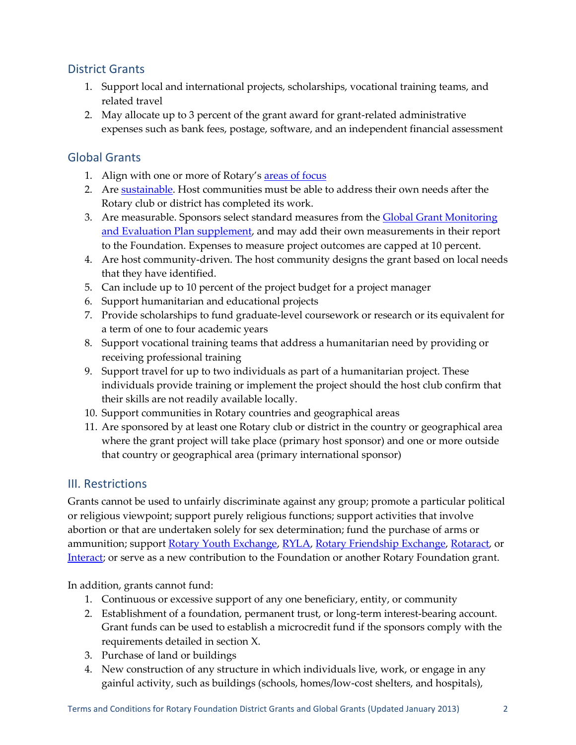## District Grants

1. Support local and international projects, scholarships, vocational training teams, and related travel
2. May allocate up to 3 percent of the grant award for grant-related administrative expenses such as bank fees, postage, software, and an independent financial assessment

## Global Grants

1. Align with one or more of Rotary's [areas of focus]
2. Are [sustainable]. Host communities must be able to address their own needs after the Rotary club or district has completed its work.
3. Are measurable. Sponsors select standard measures from the [Global Grant Monitoring and Evaluation Plan supplement], and may add their own measurements in their report to the Foundation. Expenses to measure project outcomes are capped at 10 percent.
4. Are host community-driven. The host community designs the grant based on local needs that they have identified.
5. Can include up to 10 percent of the project budget for a project manager
6. Support humanitarian and educational projects
7. Provide scholarships to fund graduate-level coursework or research or its equivalent for a term of one to four academic years
8. Support vocational training teams that address a humanitarian need by providing or receiving professional training
9. Support travel for up to two individuals as part of a humanitarian project. These individuals provide training or implement the project should the host club confirm that their skills are not readily available locally.
10. Support communities in Rotary countries and geographical areas
11. Are sponsored by at least one Rotary club or district in the country or geographical area where the grant project will take place (primary host sponsor) and one or more outside that country or geographical area (primary international sponsor)

## III. Restrictions

Grants cannot be used to unfairly discriminate against any group; promote a particular political or religious viewpoint; support purely religious functions; support activities that involve abortion or that are undertaken solely for sex determination; fund the purchase of arms or ammunition; support Rotary Youth Exchange, RYLA, Rotary Friendship Exchange, Rotaract, or Interact; or serve as a new contribution to the Foundation or another Rotary Foundation grant.

In addition, grants cannot fund:

1. Continuous or excessive support of any one beneficiary, entity, or community
2. Establishment of a foundation, permanent trust, or long-term interest-bearing account. Grant funds can be used to establish a microcredit fund if the sponsors comply with the requirements detailed in section X.
3. Purchase of land or buildings
4. New construction of any structure in which individuals live, work, or engage in any gainful activity, such as buildings (schools, homes/low-cost shelters, and hospitals),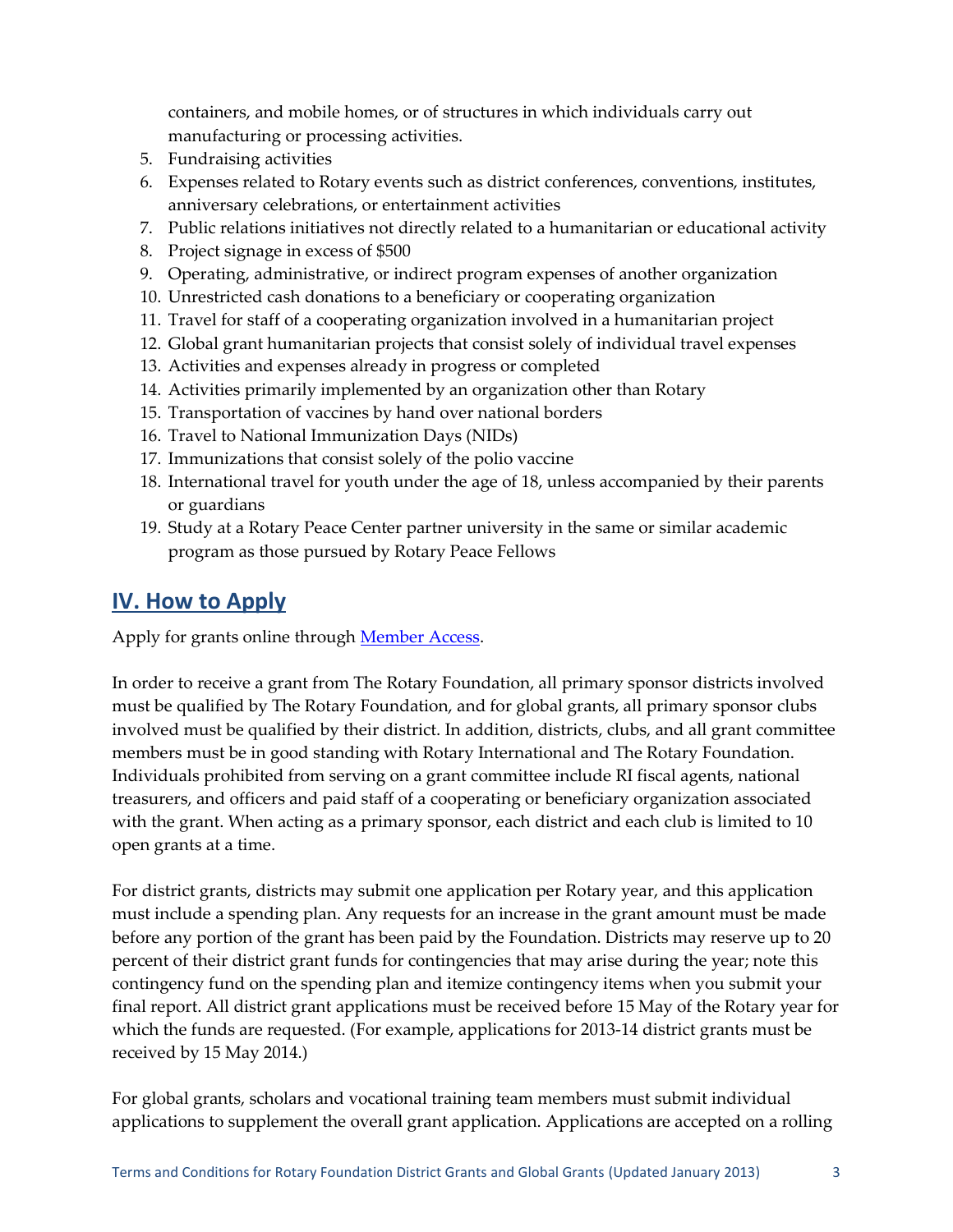containers, and mobile homes, or of structures in which individuals carry out manufacturing or processing activities.

5. Fundraising activities
6. Expenses related to Rotary events such as district conferences, conventions, institutes, anniversary celebrations, or entertainment activities
7. Public relations initiatives not directly related to a humanitarian or educational activity
8. Project signage in excess of $500
9. Operating, administrative, or indirect program expenses of another organization
10. Unrestricted cash donations to a beneficiary or cooperating organization
11. Travel for staff of a cooperating organization involved in a humanitarian project
12. Global grant humanitarian projects that consist solely of individual travel expenses
13. Activities and expenses already in progress or completed
14. Activities primarily implemented by an organization other than Rotary
15. Transportation of vaccines by hand over national borders
16. Travel to National Immunization Days (NIDs)
17. Immunizations that consist solely of the polio vaccine
18. International travel for youth under the age of 18, unless accompanied by their parents or guardians
19. Study at a Rotary Peace Center partner university in the same or similar academic program as those pursued by Rotary Peace Fellows

## IV. How to Apply

Apply for grants online through [Member Access](Member Access).

In order to receive a grant from The Rotary Foundation, all primary sponsor districts involved must be qualified by The Rotary Foundation, and for global grants, all primary sponsor clubs involved must be qualified by their district. In addition, districts, clubs, and all grant committee members must be in good standing with Rotary International and The Rotary Foundation. Individuals prohibited from serving on a grant committee include RI fiscal agents, national treasurers, and officers and paid staff of a cooperating or beneficiary organization associated with the grant. When acting as a primary sponsor, each district and each club is limited to 10 open grants at a time.

For district grants, districts may submit one application per Rotary year, and this application must include a spending plan. Any requests for an increase in the grant amount must be made before any portion of the grant has been paid by the Foundation. Districts may reserve up to 20 percent of their district grant funds for contingencies that may arise during the year; note this contingency fund on the spending plan and itemize contingency items when you submit your final report. All district grant applications must be received before 15 May of the Rotary year for which the funds are requested. (For example, applications for 2013-14 district grants must be received by 15 May 2014.)

For global grants, scholars and vocational training team members must submit individual applications to supplement the overall grant application. Applications are accepted on a rolling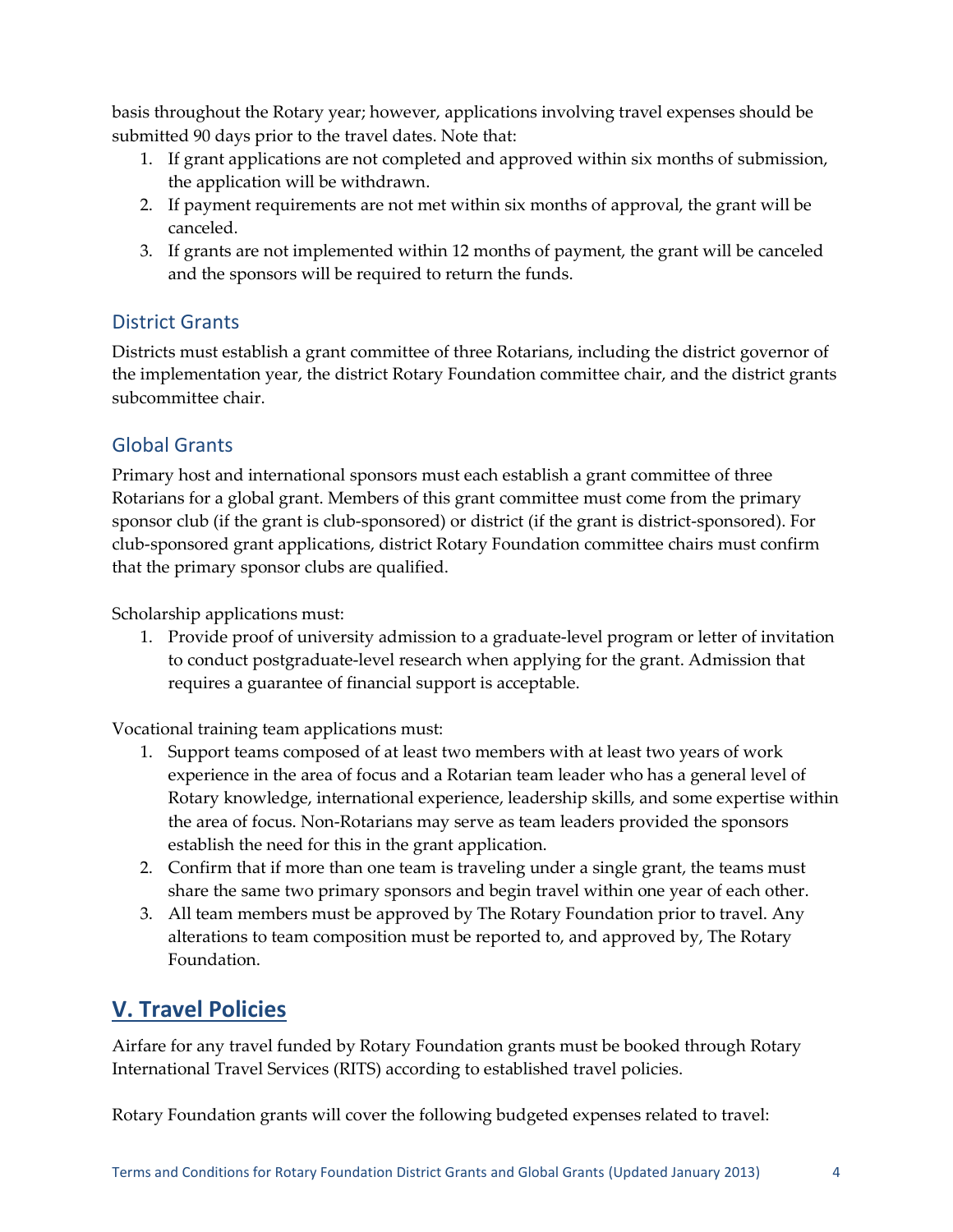basis throughout the Rotary year; however, applications involving travel expenses should be submitted 90 days prior to the travel dates. Note that:

1. If grant applications are not completed and approved within six months of submission, the application will be withdrawn.
2. If payment requirements are not met within six months of approval, the grant will be canceled.
3. If grants are not implemented within 12 months of payment, the grant will be canceled and the sponsors will be required to return the funds.

### District Grants

Districts must establish a grant committee of three Rotarians, including the district governor of the implementation year, the district Rotary Foundation committee chair, and the district grants subcommittee chair.

### Global Grants

Primary host and international sponsors must each establish a grant committee of three Rotarians for a global grant. Members of this grant committee must come from the primary sponsor club (if the grant is club-sponsored) or district (if the grant is district-sponsored). For club-sponsored grant applications, district Rotary Foundation committee chairs must confirm that the primary sponsor clubs are qualified.

Scholarship applications must:

1. Provide proof of university admission to a graduate-level program or letter of invitation to conduct postgraduate-level research when applying for the grant. Admission that requires a guarantee of financial support is acceptable.

Vocational training team applications must:

1. Support teams composed of at least two members with at least two years of work experience in the area of focus and a Rotarian team leader who has a general level of Rotary knowledge, international experience, leadership skills, and some expertise within the area of focus. Non-Rotarians may serve as team leaders provided the sponsors establish the need for this in the grant application.
2. Confirm that if more than one team is traveling under a single grant, the teams must share the same two primary sponsors and begin travel within one year of each other.
3. All team members must be approved by The Rotary Foundation prior to travel. Any alterations to team composition must be reported to, and approved by, The Rotary Foundation.

## V. Travel Policies

Airfare for any travel funded by Rotary Foundation grants must be booked through Rotary International Travel Services (RITS) according to established travel policies.

Rotary Foundation grants will cover the following budgeted expenses related to travel: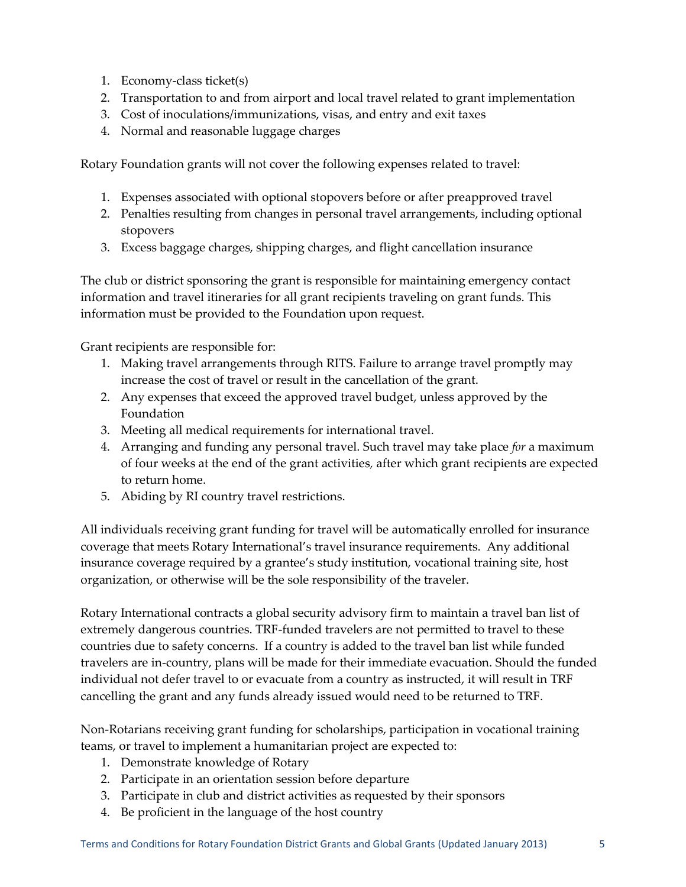1. Economy-class ticket(s)
2. Transportation to and from airport and local travel related to grant implementation
3. Cost of inoculations/immunizations, visas, and entry and exit taxes
4. Normal and reasonable luggage charges

Rotary Foundation grants will not cover the following expenses related to travel:

1. Expenses associated with optional stopovers before or after preapproved travel
2. Penalties resulting from changes in personal travel arrangements, including optional stopovers
3. Excess baggage charges, shipping charges, and flight cancellation insurance

The club or district sponsoring the grant is responsible for maintaining emergency contact information and travel itineraries for all grant recipients traveling on grant funds. This information must be provided to the Foundation upon request.

Grant recipients are responsible for:

1. Making travel arrangements through RITS. Failure to arrange travel promptly may increase the cost of travel or result in the cancellation of the grant.
2. Any expenses that exceed the approved travel budget, unless approved by the Foundation
3. Meeting all medical requirements for international travel.
4. Arranging and funding any personal travel. Such travel may take place *for* a maximum of four weeks at the end of the grant activities, after which grant recipients are expected to return home.
5. Abiding by RI country travel restrictions.

All individuals receiving grant funding for travel will be automatically enrolled for insurance coverage that meets Rotary International's travel insurance requirements. Any additional insurance coverage required by a grantee's study institution, vocational training site, host organization, or otherwise will be the sole responsibility of the traveler.

Rotary International contracts a global security advisory firm to maintain a travel ban list of extremely dangerous countries. TRF-funded travelers are not permitted to travel to these countries due to safety concerns. If a country is added to the travel ban list while funded travelers are in-country, plans will be made for their immediate evacuation. Should the funded individual not defer travel to or evacuate from a country as instructed, it will result in TRF cancelling the grant and any funds already issued would need to be returned to TRF.

Non-Rotarians receiving grant funding for scholarships, participation in vocational training teams, or travel to implement a humanitarian project are expected to:

1. Demonstrate knowledge of Rotary
2. Participate in an orientation session before departure
3. Participate in club and district activities as requested by their sponsors
4. Be proficient in the language of the host country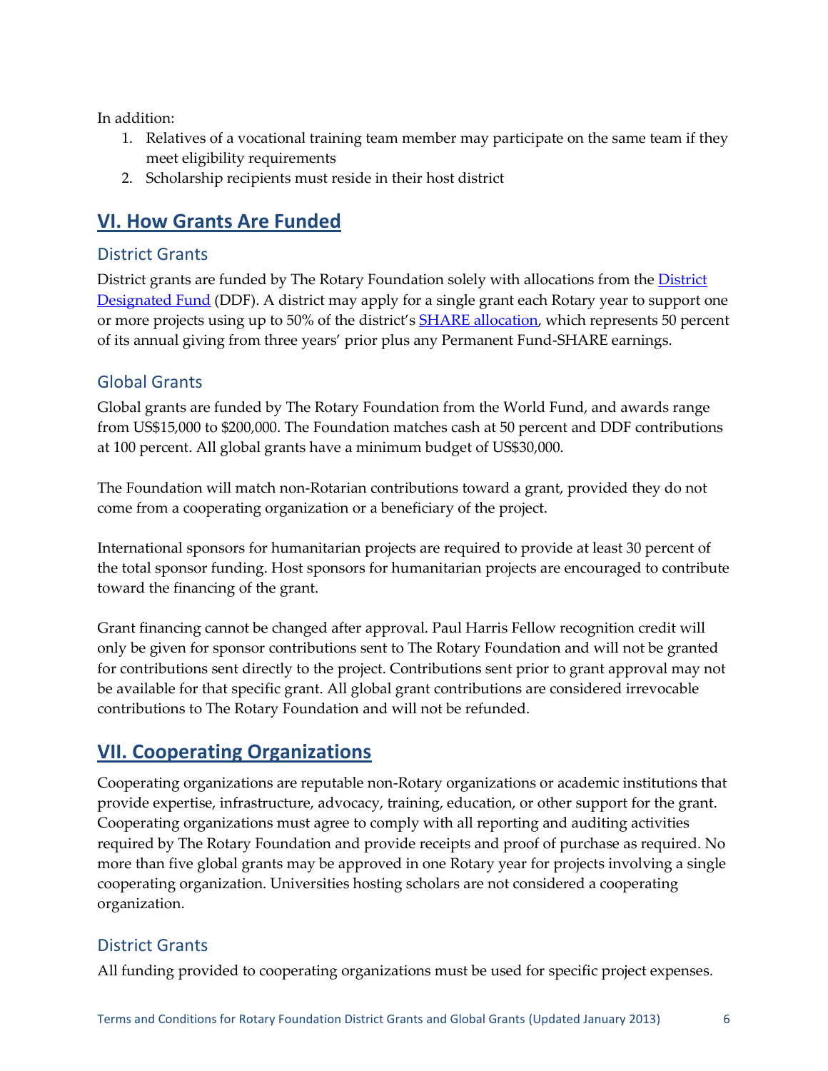In addition:

1. Relatives of a vocational training team member may participate on the same team if they meet eligibility requirements
2. Scholarship recipients must reside in their host district

## VI. How Grants Are Funded

### District Grants

District grants are funded by The Rotary Foundation solely with allocations from the District Designated Fund (DDF). A district may apply for a single grant each Rotary year to support one or more projects using up to 50% of the district's SHARE allocation, which represents 50 percent of its annual giving from three years' prior plus any Permanent Fund-SHARE earnings.

### Global Grants

Global grants are funded by The Rotary Foundation from the World Fund, and awards range from US$15,000 to $200,000. The Foundation matches cash at 50 percent and DDF contributions at 100 percent. All global grants have a minimum budget of US$30,000.

The Foundation will match non-Rotarian contributions toward a grant, provided they do not come from a cooperating organization or a beneficiary of the project.

International sponsors for humanitarian projects are required to provide at least 30 percent of the total sponsor funding. Host sponsors for humanitarian projects are encouraged to contribute toward the financing of the grant.

Grant financing cannot be changed after approval. Paul Harris Fellow recognition credit will only be given for sponsor contributions sent to The Rotary Foundation and will not be granted for contributions sent directly to the project. Contributions sent prior to grant approval may not be available for that specific grant. All global grant contributions are considered irrevocable contributions to The Rotary Foundation and will not be refunded.

## VII. Cooperating Organizations

Cooperating organizations are reputable non-Rotary organizations or academic institutions that provide expertise, infrastructure, advocacy, training, education, or other support for the grant. Cooperating organizations must agree to comply with all reporting and auditing activities required by The Rotary Foundation and provide receipts and proof of purchase as required. No more than five global grants may be approved in one Rotary year for projects involving a single cooperating organization. Universities hosting scholars are not considered a cooperating organization.

### District Grants

All funding provided to cooperating organizations must be used for specific project expenses.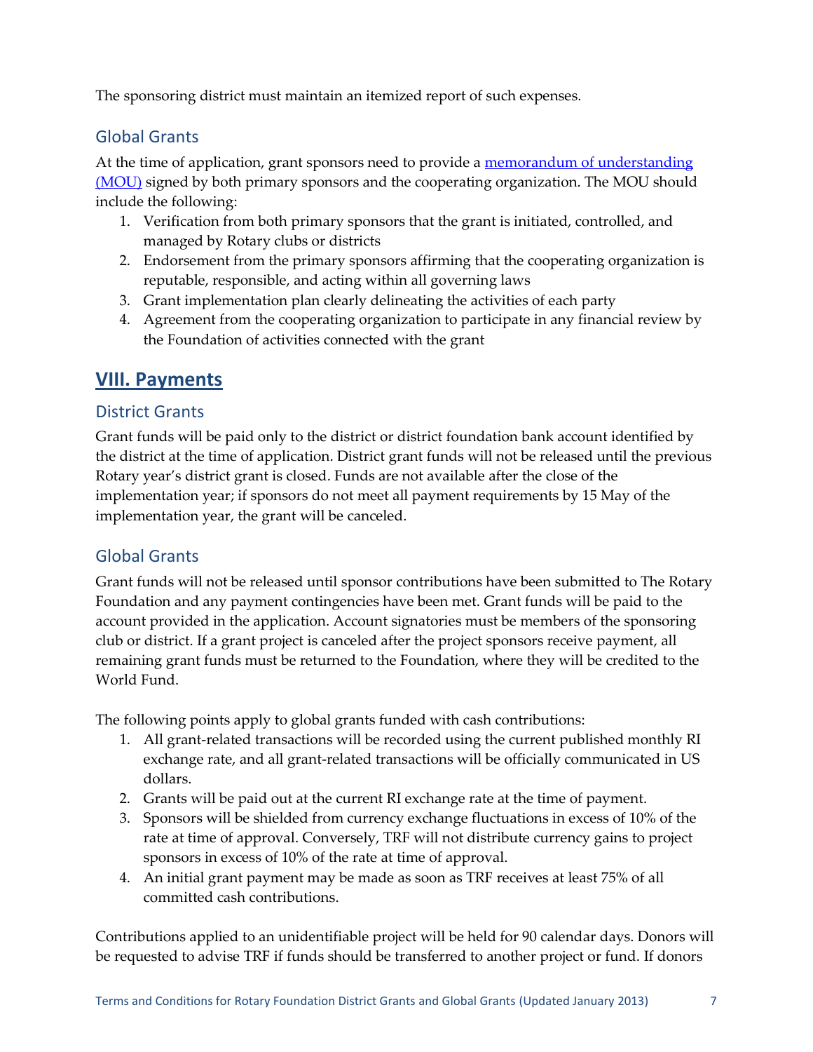The sponsoring district must maintain an itemized report of such expenses.

### Global Grants

At the time of application, grant sponsors need to provide a [memorandum of understanding (MOU)]() signed by both primary sponsors and the cooperating organization. The MOU should include the following:

1. Verification from both primary sponsors that the grant is initiated, controlled, and managed by Rotary clubs or districts
2. Endorsement from the primary sponsors affirming that the cooperating organization is reputable, responsible, and acting within all governing laws
3. Grant implementation plan clearly delineating the activities of each party
4. Agreement from the cooperating organization to participate in any financial review by the Foundation of activities connected with the grant

## VIII. Payments

### District Grants

Grant funds will be paid only to the district or district foundation bank account identified by the district at the time of application. District grant funds will not be released until the previous Rotary year's district grant is closed. Funds are not available after the close of the implementation year; if sponsors do not meet all payment requirements by 15 May of the implementation year, the grant will be canceled.

### Global Grants

Grant funds will not be released until sponsor contributions have been submitted to The Rotary Foundation and any payment contingencies have been met. Grant funds will be paid to the account provided in the application. Account signatories must be members of the sponsoring club or district. If a grant project is canceled after the project sponsors receive payment, all remaining grant funds must be returned to the Foundation, where they will be credited to the World Fund.

The following points apply to global grants funded with cash contributions:

1. All grant-related transactions will be recorded using the current published monthly RI exchange rate, and all grant-related transactions will be officially communicated in US dollars.
2. Grants will be paid out at the current RI exchange rate at the time of payment.
3. Sponsors will be shielded from currency exchange fluctuations in excess of 10% of the rate at time of approval. Conversely, TRF will not distribute currency gains to project sponsors in excess of 10% of the rate at time of approval.
4. An initial grant payment may be made as soon as TRF receives at least 75% of all committed cash contributions.

Contributions applied to an unidentifiable project will be held for 90 calendar days. Donors will be requested to advise TRF if funds should be transferred to another project or fund. If donors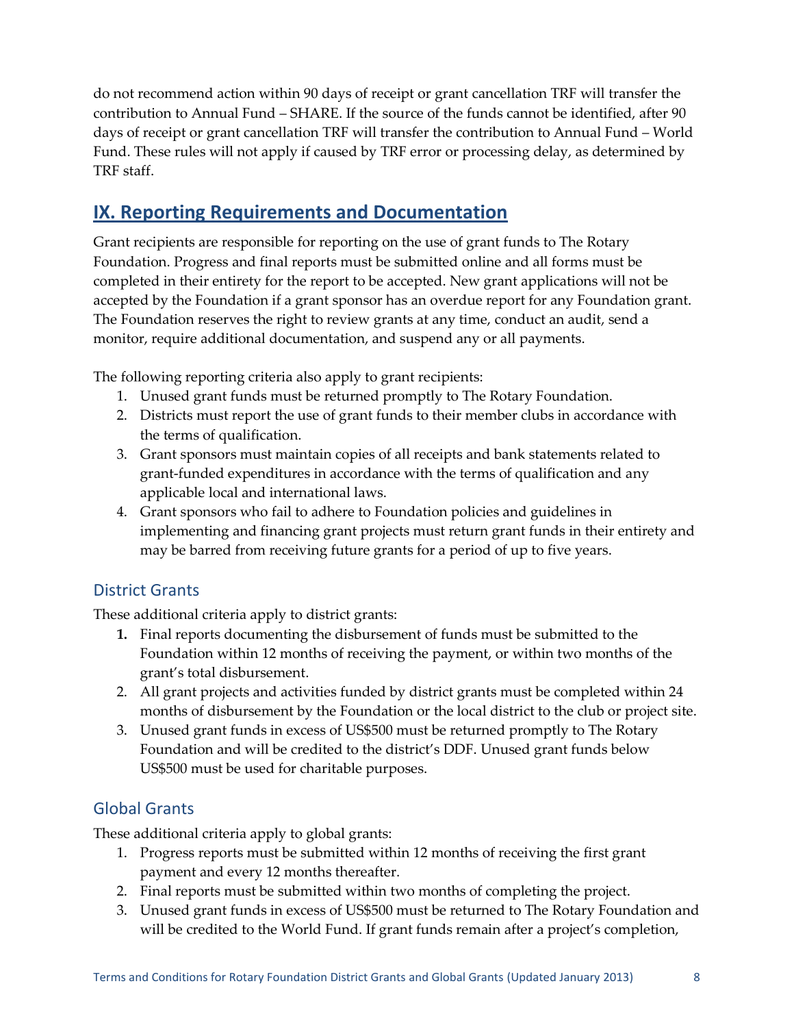do not recommend action within 90 days of receipt or grant cancellation TRF will transfer the contribution to Annual Fund – SHARE. If the source of the funds cannot be identified, after 90 days of receipt or grant cancellation TRF will transfer the contribution to Annual Fund – World Fund. These rules will not apply if caused by TRF error or processing delay, as determined by TRF staff.

## IX. Reporting Requirements and Documentation

Grant recipients are responsible for reporting on the use of grant funds to The Rotary Foundation. Progress and final reports must be submitted online and all forms must be completed in their entirety for the report to be accepted. New grant applications will not be accepted by the Foundation if a grant sponsor has an overdue report for any Foundation grant. The Foundation reserves the right to review grants at any time, conduct an audit, send a monitor, require additional documentation, and suspend any or all payments.

The following reporting criteria also apply to grant recipients:

1. Unused grant funds must be returned promptly to The Rotary Foundation.
2. Districts must report the use of grant funds to their member clubs in accordance with the terms of qualification.
3. Grant sponsors must maintain copies of all receipts and bank statements related to grant-funded expenditures in accordance with the terms of qualification and any applicable local and international laws.
4. Grant sponsors who fail to adhere to Foundation policies and guidelines in implementing and financing grant projects must return grant funds in their entirety and may be barred from receiving future grants for a period of up to five years.

### District Grants

These additional criteria apply to district grants:

1. Final reports documenting the disbursement of funds must be submitted to the Foundation within 12 months of receiving the payment, or within two months of the grant's total disbursement.
2. All grant projects and activities funded by district grants must be completed within 24 months of disbursement by the Foundation or the local district to the club or project site.
3. Unused grant funds in excess of US$500 must be returned promptly to The Rotary Foundation and will be credited to the district's DDF. Unused grant funds below US$500 must be used for charitable purposes.

### Global Grants

These additional criteria apply to global grants:

1. Progress reports must be submitted within 12 months of receiving the first grant payment and every 12 months thereafter.
2. Final reports must be submitted within two months of completing the project.
3. Unused grant funds in excess of US$500 must be returned to The Rotary Foundation and will be credited to the World Fund. If grant funds remain after a project's completion,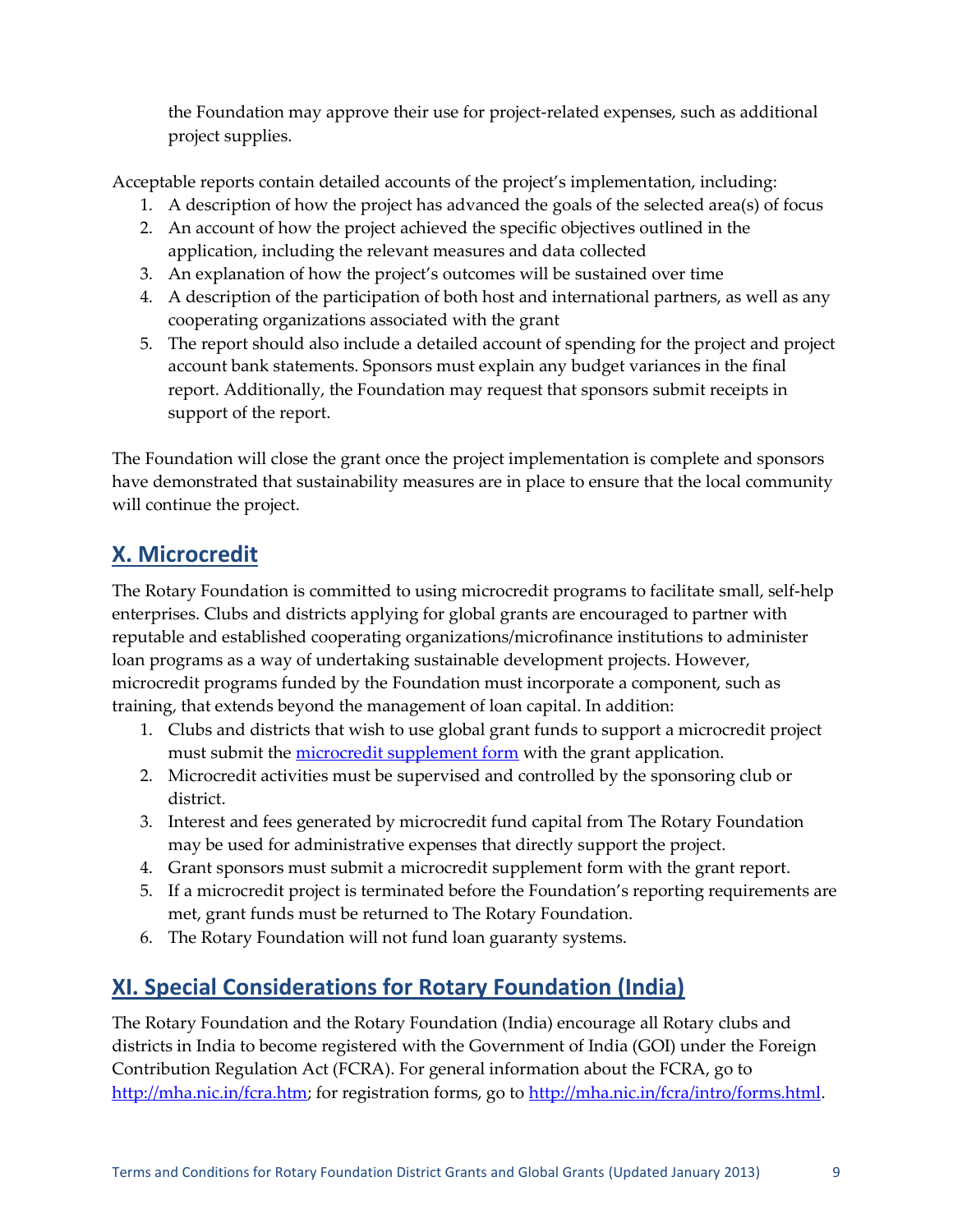the Foundation may approve their use for project-related expenses, such as additional project supplies.

Acceptable reports contain detailed accounts of the project's implementation, including:

1. A description of how the project has advanced the goals of the selected area(s) of focus
2. An account of how the project achieved the specific objectives outlined in the application, including the relevant measures and data collected
3. An explanation of how the project's outcomes will be sustained over time
4. A description of the participation of both host and international partners, as well as any cooperating organizations associated with the grant
5. The report should also include a detailed account of spending for the project and project account bank statements. Sponsors must explain any budget variances in the final report. Additionally, the Foundation may request that sponsors submit receipts in support of the report.

The Foundation will close the grant once the project implementation is complete and sponsors have demonstrated that sustainability measures are in place to ensure that the local community will continue the project.

## X. Microcredit

The Rotary Foundation is committed to using microcredit programs to facilitate small, self-help enterprises. Clubs and districts applying for global grants are encouraged to partner with reputable and established cooperating organizations/microfinance institutions to administer loan programs as a way of undertaking sustainable development projects. However, microcredit programs funded by the Foundation must incorporate a component, such as training, that extends beyond the management of loan capital. In addition:

1. Clubs and districts that wish to use global grant funds to support a microcredit project must submit the [microcredit supplement form]() with the grant application.
2. Microcredit activities must be supervised and controlled by the sponsoring club or district.
3. Interest and fees generated by microcredit fund capital from The Rotary Foundation may be used for administrative expenses that directly support the project.
4. Grant sponsors must submit a microcredit supplement form with the grant report.
5. If a microcredit project is terminated before the Foundation's reporting requirements are met, grant funds must be returned to The Rotary Foundation.
6. The Rotary Foundation will not fund loan guaranty systems.

## XI. Special Considerations for Rotary Foundation (India)

The Rotary Foundation and the Rotary Foundation (India) encourage all Rotary clubs and districts in India to become registered with the Government of India (GOI) under the Foreign Contribution Regulation Act (FCRA). For general information about the FCRA, go to http://mha.nic.in/fcra.htm; for registration forms, go to http://mha.nic.in/fcra/intro/forms.html.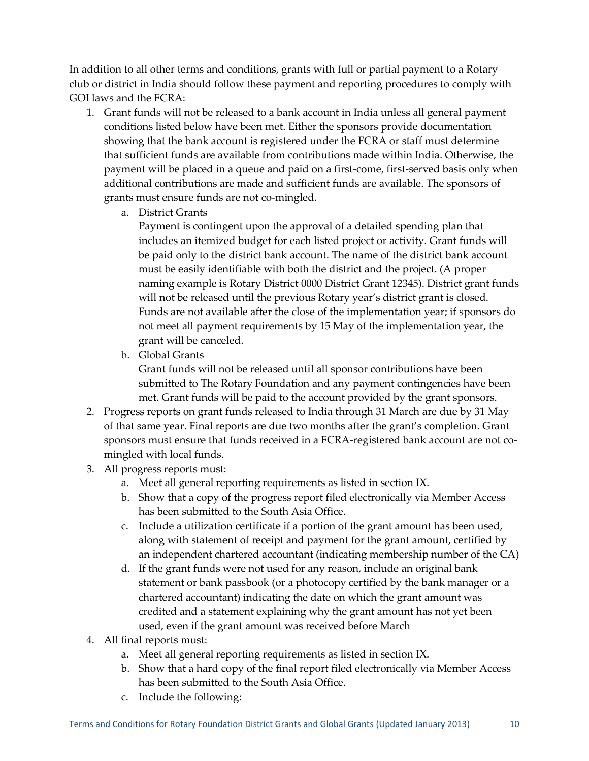In addition to all other terms and conditions, grants with full or partial payment to a Rotary club or district in India should follow these payment and reporting procedures to comply with GOI laws and the FCRA:

1. Grant funds will not be released to a bank account in India unless all general payment conditions listed below have been met. Either the sponsors provide documentation showing that the bank account is registered under the FCRA or staff must determine that sufficient funds are available from contributions made within India. Otherwise, the payment will be placed in a queue and paid on a first-come, first-served basis only when additional contributions are made and sufficient funds are available. The sponsors of grants must ensure funds are not co-mingled.
   a. District Grants
      Payment is contingent upon the approval of a detailed spending plan that includes an itemized budget for each listed project or activity. Grant funds will be paid only to the district bank account. The name of the district bank account must be easily identifiable with both the district and the project. (A proper naming example is Rotary District 0000 District Grant 12345). District grant funds will not be released until the previous Rotary year's district grant is closed. Funds are not available after the close of the implementation year; if sponsors do not meet all payment requirements by 15 May of the implementation year, the grant will be canceled.
   b. Global Grants
      Grant funds will not be released until all sponsor contributions have been submitted to The Rotary Foundation and any payment contingencies have been met. Grant funds will be paid to the account provided by the grant sponsors.
2. Progress reports on grant funds released to India through 31 March are due by 31 May of that same year. Final reports are due two months after the grant's completion. Grant sponsors must ensure that funds received in a FCRA-registered bank account are not co-mingled with local funds.
3. All progress reports must:
   a. Meet all general reporting requirements as listed in section IX.
   b. Show that a copy of the progress report filed electronically via Member Access has been submitted to the South Asia Office.
   c. Include a utilization certificate if a portion of the grant amount has been used, along with statement of receipt and payment for the grant amount, certified by an independent chartered accountant (indicating membership number of the CA)
   d. If the grant funds were not used for any reason, include an original bank statement or bank passbook (or a photocopy certified by the bank manager or a chartered accountant) indicating the date on which the grant amount was credited and a statement explaining why the grant amount has not yet been used, even if the grant amount was received before March
4. All final reports must:
   a. Meet all general reporting requirements as listed in section IX.
   b. Show that a hard copy of the final report filed electronically via Member Access has been submitted to the South Asia Office.
   c. Include the following: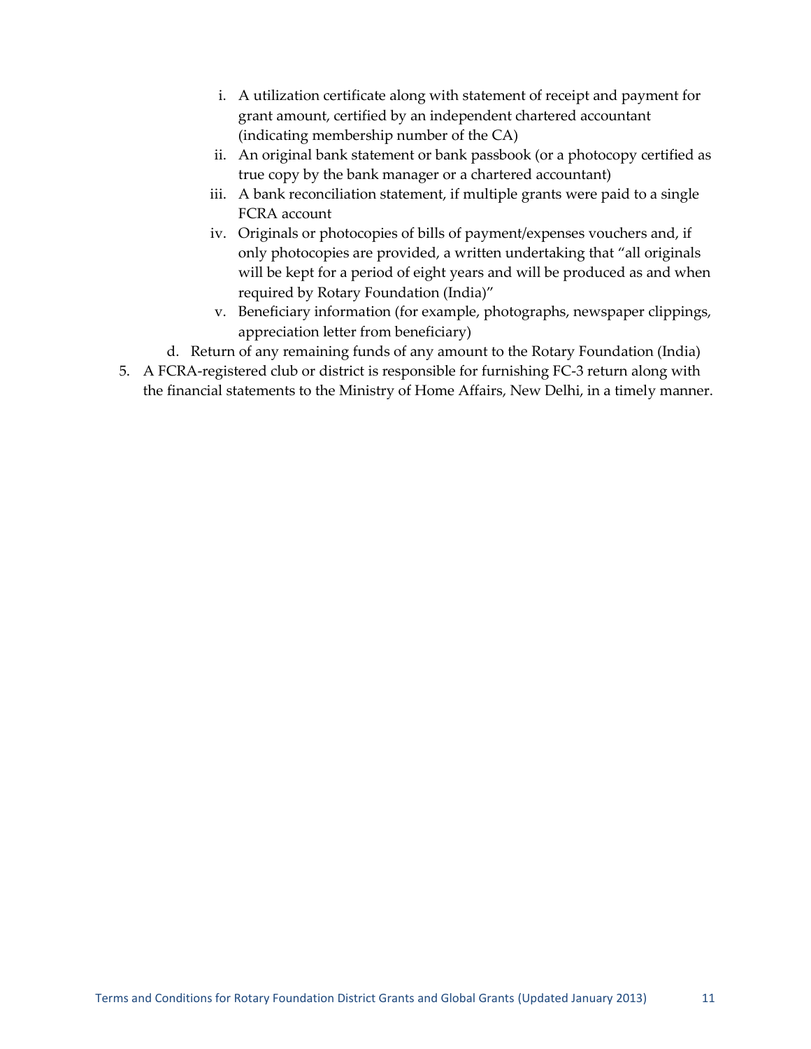i. A utilization certificate along with statement of receipt and payment for grant amount, certified by an independent chartered accountant (indicating membership number of the CA)

ii. An original bank statement or bank passbook (or a photocopy certified as true copy by the bank manager or a chartered accountant)

iii. A bank reconciliation statement, if multiple grants were paid to a single FCRA account

iv. Originals or photocopies of bills of payment/expenses vouchers and, if only photocopies are provided, a written undertaking that "all originals will be kept for a period of eight years and will be produced as and when required by Rotary Foundation (India)"

v. Beneficiary information (for example, photographs, newspaper clippings, appreciation letter from beneficiary)

d. Return of any remaining funds of any amount to the Rotary Foundation (India)

5. A FCRA-registered club or district is responsible for furnishing FC-3 return along with the financial statements to the Ministry of Home Affairs, New Delhi, in a timely manner.